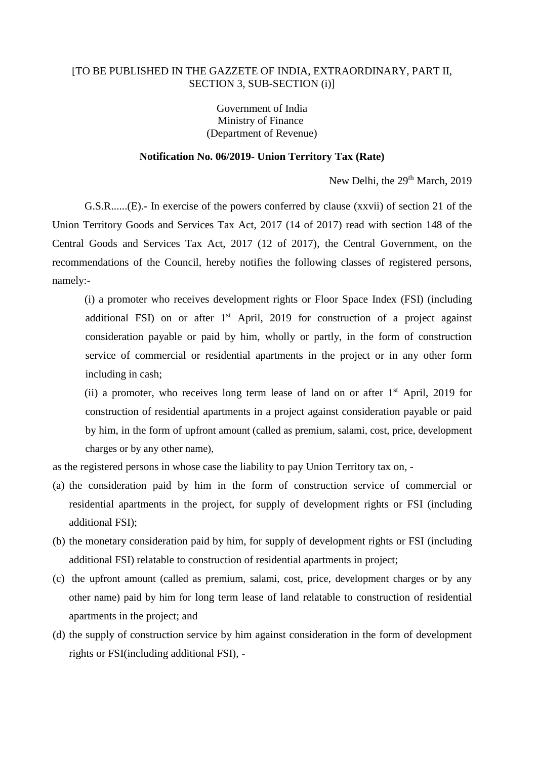[TO BE PUBLISHED IN THE GAZZETE OF INDIA, EXTRAORDINARY, PART II, SECTION 3, SUB-SECTION (i)]

Government of India
Ministry of Finance
(Department of Revenue)

**Notification No. 06/2019- Union Territory Tax (Rate)**

New Delhi, the 29th March, 2019

G.S.R......(E).- In exercise of the powers conferred by clause (xxvii) of section 21 of the Union Territory Goods and Services Tax Act, 2017 (14 of 2017) read with section 148 of the Central Goods and Services Tax Act, 2017 (12 of 2017), the Central Government, on the recommendations of the Council, hereby notifies the following classes of registered persons, namely:-

(i) a promoter who receives development rights or Floor Space Index (FSI) (including additional FSI) on or after 1st April, 2019 for construction of a project against consideration payable or paid by him, wholly or partly, in the form of construction service of commercial or residential apartments in the project or in any other form including in cash;

(ii) a promoter, who receives long term lease of land on or after 1st April, 2019 for construction of residential apartments in a project against consideration payable or paid by him, in the form of upfront amount (called as premium, salami, cost, price, development charges or by any other name),

as the registered persons in whose case the liability to pay Union Territory tax on, -

(a) the consideration paid by him in the form of construction service of commercial or residential apartments in the project, for supply of development rights or FSI (including additional FSI);

(b) the monetary consideration paid by him, for supply of development rights or FSI (including additional FSI) relatable to construction of residential apartments in project;

(c) the upfront amount (called as premium, salami, cost, price, development charges or by any other name) paid by him for long term lease of land relatable to construction of residential apartments in the project; and

(d) the supply of construction service by him against consideration in the form of development rights or FSI(including additional FSI), -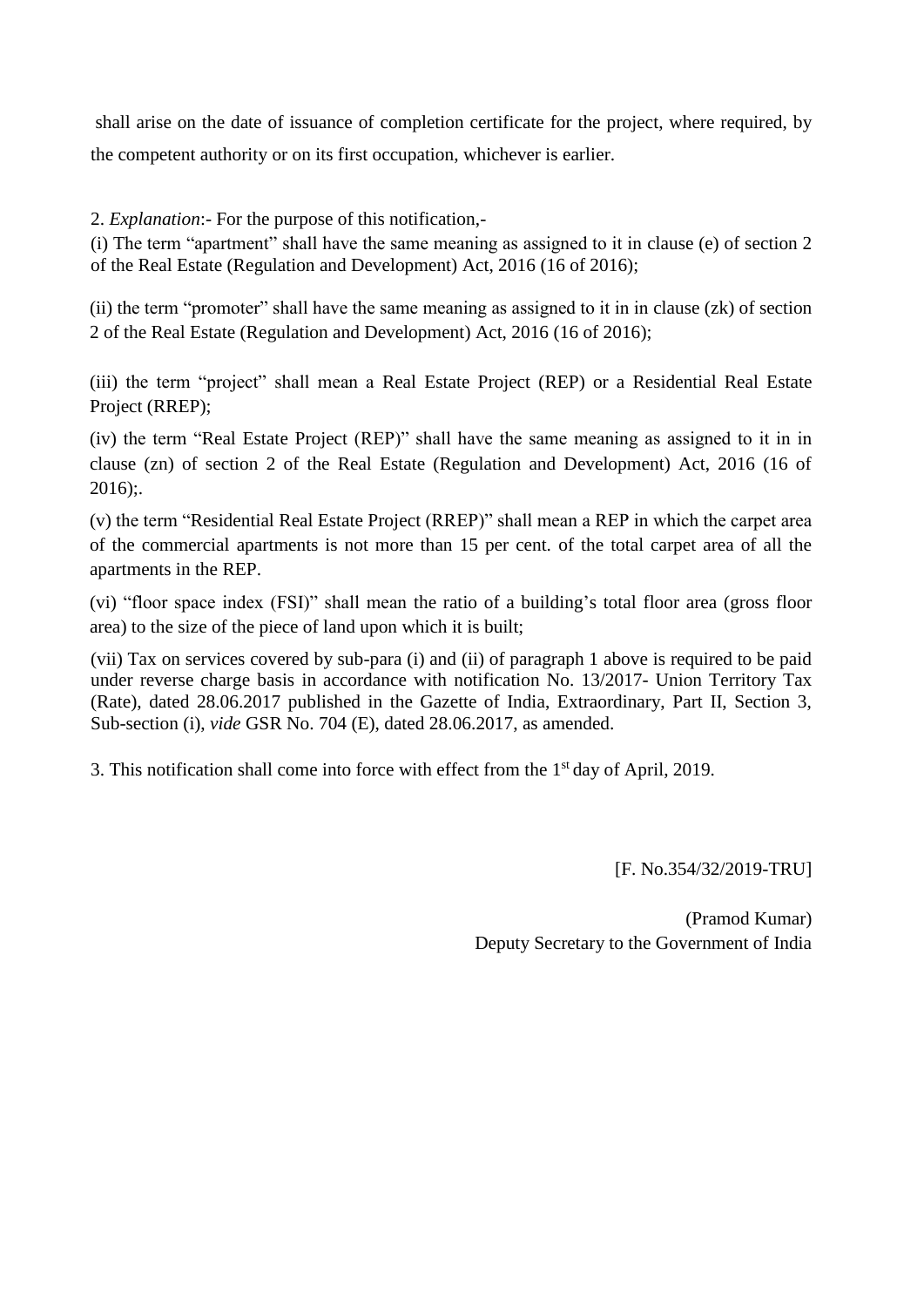shall arise on the date of issuance of completion certificate for the project, where required, by the competent authority or on its first occupation, whichever is earlier.

2. *Explanation*:- For the purpose of this notification,-

(i) The term "apartment" shall have the same meaning as assigned to it in clause (e) of section 2 of the Real Estate (Regulation and Development) Act, 2016 (16 of 2016);

(ii) the term "promoter" shall have the same meaning as assigned to it in in clause (zk) of section 2 of the Real Estate (Regulation and Development) Act, 2016 (16 of 2016);

(iii) the term "project" shall mean a Real Estate Project (REP) or a Residential Real Estate Project (RREP);

(iv) the term "Real Estate Project (REP)" shall have the same meaning as assigned to it in in clause (zn) of section 2 of the Real Estate (Regulation and Development) Act, 2016 (16 of 2016);.

(v) the term "Residential Real Estate Project (RREP)" shall mean a REP in which the carpet area of the commercial apartments is not more than 15 per cent. of the total carpet area of all the apartments in the REP.

(vi) "floor space index (FSI)" shall mean the ratio of a building's total floor area (gross floor area) to the size of the piece of land upon which it is built;

(vii) Tax on services covered by sub-para (i) and (ii) of paragraph 1 above is required to be paid under reverse charge basis in accordance with notification No. 13/2017- Union Territory Tax (Rate), dated 28.06.2017 published in the Gazette of India, Extraordinary, Part II, Section 3, Sub-section (i), *vide* GSR No. 704 (E), dated 28.06.2017, as amended.

3. This notification shall come into force with effect from the 1st day of April, 2019.

[F. No.354/32/2019-TRU]

(Pramod Kumar)
Deputy Secretary to the Government of India